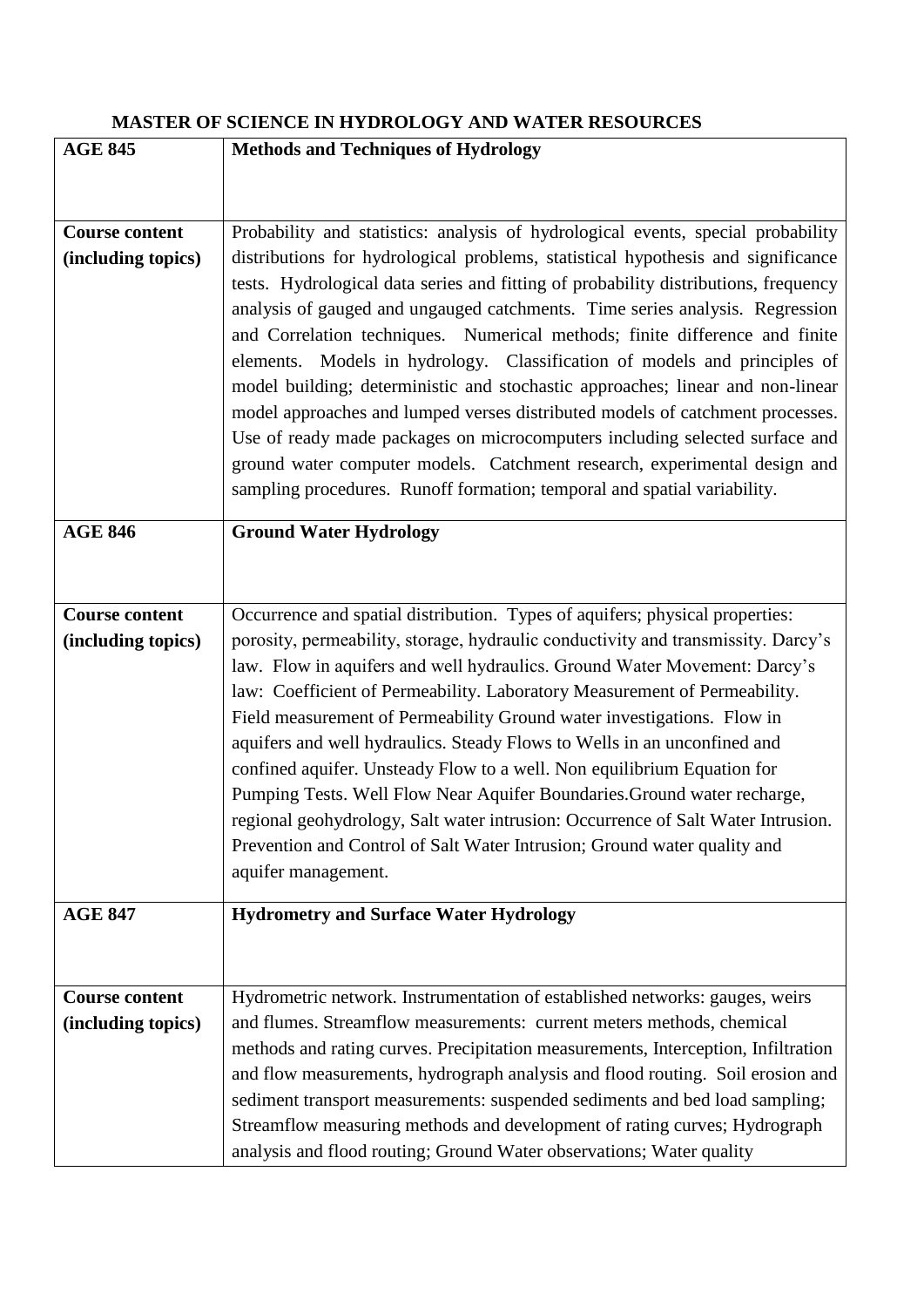## MASTER OF SCIENCE IN HYDROLOGY AND WATER RESOURCES

| AGE 845 | Methods and Techniques of Hydrology |
|---|---|
| **Course content (including topics)** | Probability and statistics: analysis of hydrological events, special probability distributions for hydrological problems, statistical hypothesis and significance tests. Hydrological data series and fitting of probability distributions, frequency analysis of gauged and ungauged catchments. Time series analysis. Regression and Correlation techniques. Numerical methods; finite difference and finite elements. Models in hydrology. Classification of models and principles of model building; deterministic and stochastic approaches; linear and non-linear model approaches and lumped verses distributed models of catchment processes. Use of ready made packages on microcomputers including selected surface and ground water computer models. Catchment research, experimental design and sampling procedures. Runoff formation; temporal and spatial variability. |
| **AGE 846** | **Ground Water Hydrology** |
| **Course content (including topics)** | Occurrence and spatial distribution. Types of aquifers; physical properties: porosity, permeability, storage, hydraulic conductivity and transmissity. Darcy's law. Flow in aquifers and well hydraulics. Ground Water Movement: Darcy's law: Coefficient of Permeability. Laboratory Measurement of Permeability. Field measurement of Permeability Ground water investigations. Flow in aquifers and well hydraulics. Steady Flows to Wells in an unconfined and confined aquifer. Unsteady Flow to a well. Non equilibrium Equation for Pumping Tests. Well Flow Near Aquifer Boundaries.Ground water recharge, regional geohydrology, Salt water intrusion: Occurrence of Salt Water Intrusion. Prevention and Control of Salt Water Intrusion; Ground water quality and aquifer management. |
| **AGE 847** | **Hydrometry and Surface Water Hydrology** |
| **Course content (including topics)** | Hydrometric network. Instrumentation of established networks: gauges, weirs and flumes. Streamflow measurements: current meters methods, chemical methods and rating curves. Precipitation measurements, Interception, Infiltration and flow measurements, hydrograph analysis and flood routing. Soil erosion and sediment transport measurements: suspended sediments and bed load sampling; Streamflow measuring methods and development of rating curves; Hydrograph analysis and flood routing; Ground Water observations; Water quality |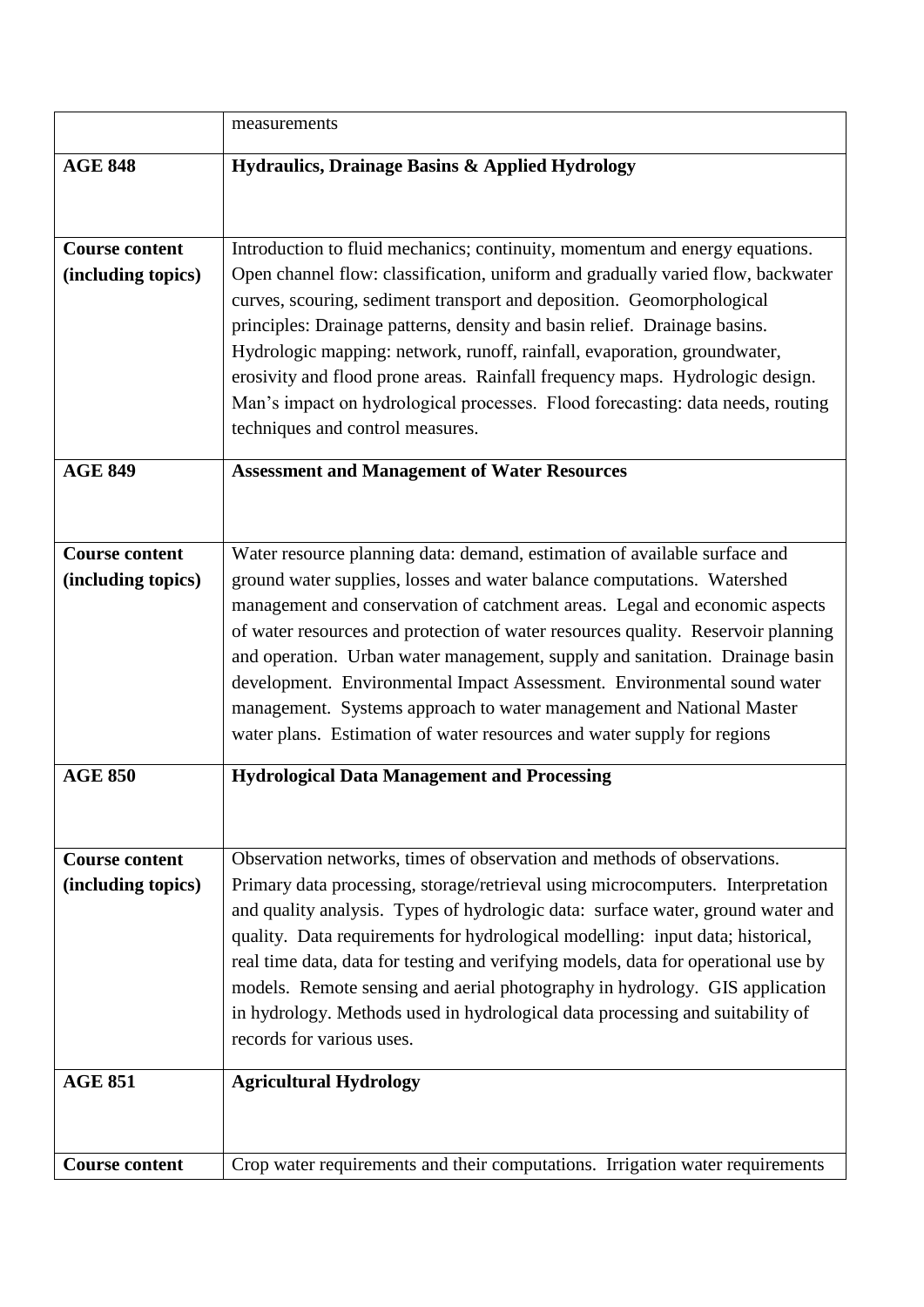| | measurements |
|---|---|
| **AGE 848** | **Hydraulics, Drainage Basins & Applied Hydrology** |
| **Course content (including topics)** | Introduction to fluid mechanics; continuity, momentum and energy equations. Open channel flow: classification, uniform and gradually varied flow, backwater curves, scouring, sediment transport and deposition. Geomorphological principles: Drainage patterns, density and basin relief. Drainage basins. Hydrologic mapping: network, runoff, rainfall, evaporation, groundwater, erosivity and flood prone areas. Rainfall frequency maps. Hydrologic design. Man's impact on hydrological processes. Flood forecasting: data needs, routing techniques and control measures. |
| **AGE 849** | **Assessment and Management of Water Resources** |
| **Course content (including topics)** | Water resource planning data: demand, estimation of available surface and ground water supplies, losses and water balance computations. Watershed management and conservation of catchment areas. Legal and economic aspects of water resources and protection of water resources quality. Reservoir planning and operation. Urban water management, supply and sanitation. Drainage basin development. Environmental Impact Assessment. Environmental sound water management. Systems approach to water management and National Master water plans. Estimation of water resources and water supply for regions |
| **AGE 850** | **Hydrological Data Management and Processing** |
| **Course content (including topics)** | Observation networks, times of observation and methods of observations. Primary data processing, storage/retrieval using microcomputers. Interpretation and quality analysis. Types of hydrologic data: surface water, ground water and quality. Data requirements for hydrological modelling: input data; historical, real time data, data for testing and verifying models, data for operational use by models. Remote sensing and aerial photography in hydrology. GIS application in hydrology. Methods used in hydrological data processing and suitability of records for various uses. |
| **AGE 851** | **Agricultural Hydrology** |
| **Course content** | Crop water requirements and their computations. Irrigation water requirements |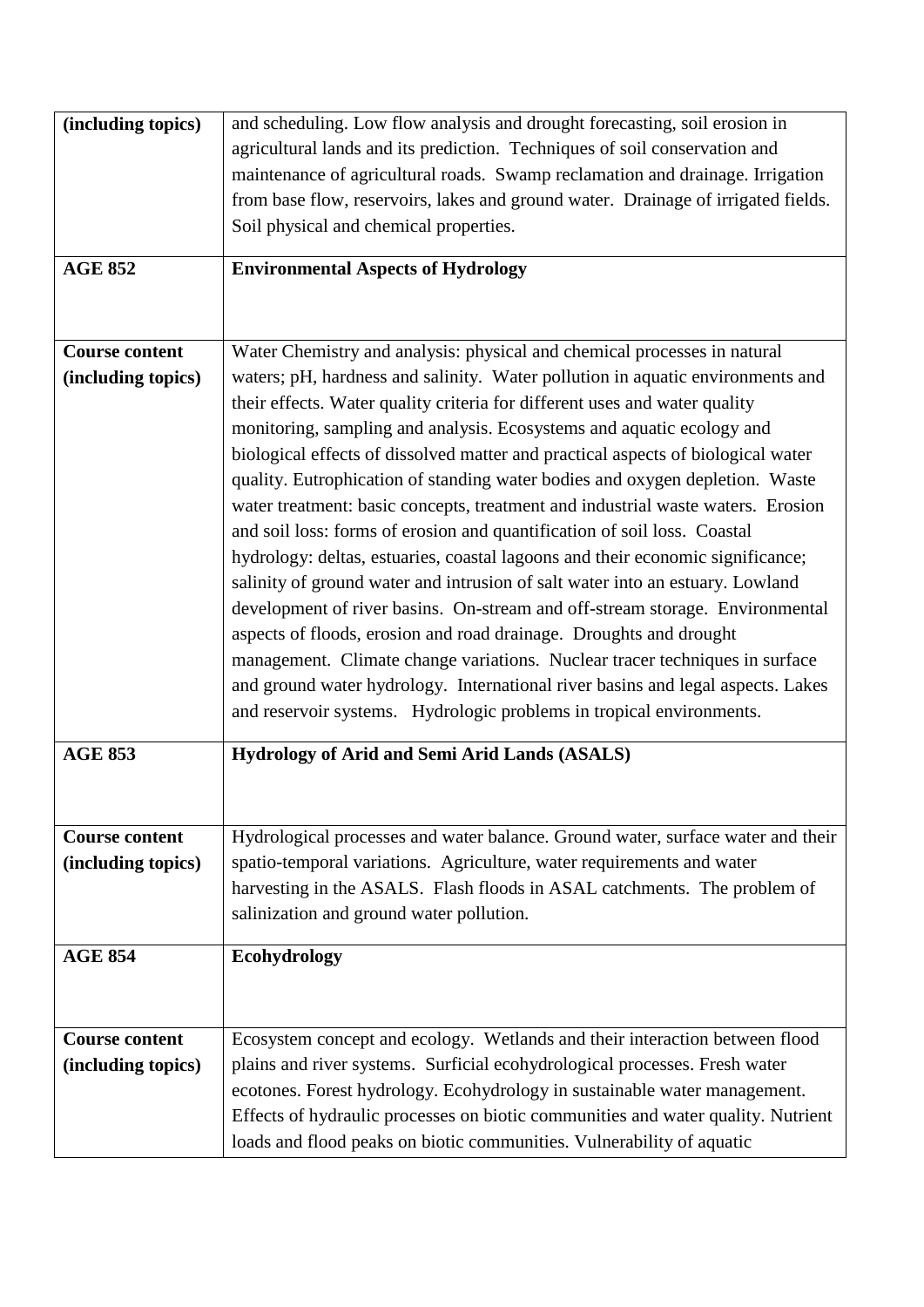| (including topics) | and scheduling. Low flow analysis and drought forecasting, soil erosion in agricultural lands and its prediction. Techniques of soil conservation and maintenance of agricultural roads. Swamp reclamation and drainage. Irrigation from base flow, reservoirs, lakes and ground water. Drainage of irrigated fields. Soil physical and chemical properties. |
|---|---|
| **AGE 852** | **Environmental Aspects of Hydrology** |
| **Course content (including topics)** | Water Chemistry and analysis: physical and chemical processes in natural waters; pH, hardness and salinity. Water pollution in aquatic environments and their effects. Water quality criteria for different uses and water quality monitoring, sampling and analysis. Ecosystems and aquatic ecology and biological effects of dissolved matter and practical aspects of biological water quality. Eutrophication of standing water bodies and oxygen depletion. Waste water treatment: basic concepts, treatment and industrial waste waters. Erosion and soil loss: forms of erosion and quantification of soil loss. Coastal hydrology: deltas, estuaries, coastal lagoons and their economic significance; salinity of ground water and intrusion of salt water into an estuary. Lowland development of river basins. On-stream and off-stream storage. Environmental aspects of floods, erosion and road drainage. Droughts and drought management. Climate change variations. Nuclear tracer techniques in surface and ground water hydrology. International river basins and legal aspects. Lakes and reservoir systems. Hydrologic problems in tropical environments. |
| **AGE 853** | **Hydrology of Arid and Semi Arid Lands (ASALS)** |
| **Course content (including topics)** | Hydrological processes and water balance. Ground water, surface water and their spatio-temporal variations. Agriculture, water requirements and water harvesting in the ASALS. Flash floods in ASAL catchments. The problem of salinization and ground water pollution. |
| **AGE 854** | **Ecohydrology** |
| **Course content (including topics)** | Ecosystem concept and ecology. Wetlands and their interaction between flood plains and river systems. Surficial ecohydrological processes. Fresh water ecotones. Forest hydrology. Ecohydrology in sustainable water management. Effects of hydraulic processes on biotic communities and water quality. Nutrient loads and flood peaks on biotic communities. Vulnerability of aquatic |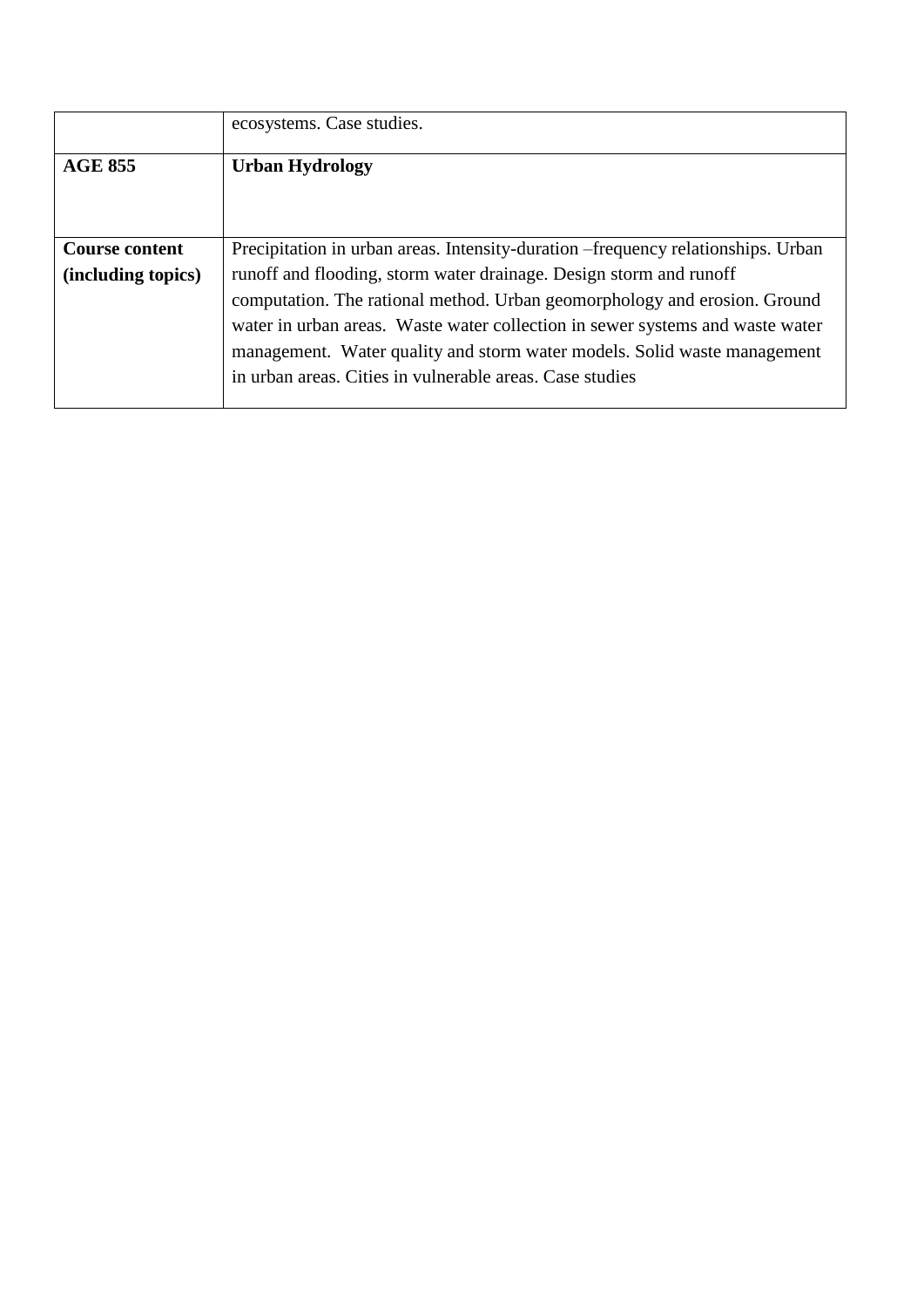| | |
|---|---|
| | ecosystems. Case studies. |
| **AGE 855** | **Urban Hydrology** |
| **Course content (including topics)** | Precipitation in urban areas. Intensity-duration –frequency relationships. Urban runoff and flooding, storm water drainage. Design storm and runoff computation. The rational method. Urban geomorphology and erosion. Ground water in urban areas. Waste water collection in sewer systems and waste water management. Water quality and storm water models. Solid waste management in urban areas. Cities in vulnerable areas. Case studies |